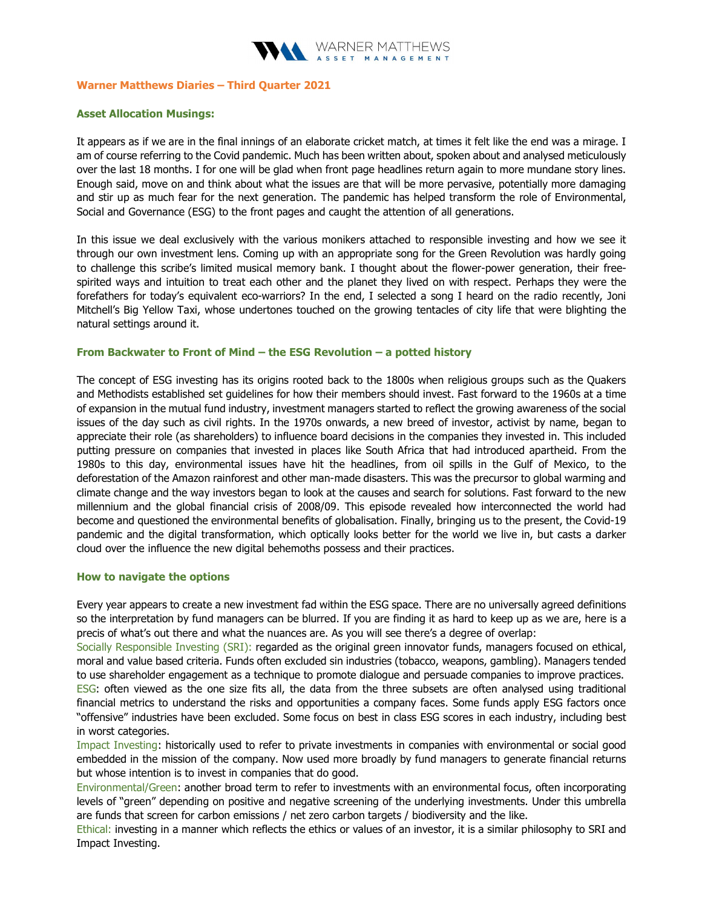# Warner Matthews Diaries – Third Quarter 2021

## Asset Allocation Musings:

It appears as if we are in the final innings of an elaborate cricket match, at times it felt like the end was a mirage. I am of course referring to the Covid pandemic. Much has been written about, spoken about and analysed meticulously over the last 18 months. I for one will be glad when front page headlines return again to more mundane story lines. Enough said, move on and think about what the issues are that will be more pervasive, potentially more damaging and stir up as much fear for the next generation. The pandemic has helped transform the role of Environmental, Social and Governance (ESG) to the front pages and caught the attention of all generations.

In this issue we deal exclusively with the various monikers attached to responsible investing and how we see it through our own investment lens. Coming up with an appropriate song for the Green Revolution was hardly going to challenge this scribe's limited musical memory bank. I thought about the flower-power generation, their free-spirited ways and intuition to treat each other and the planet they lived on with respect. Perhaps they were the forefathers for today's equivalent eco-warriors? In the end, I selected a song I heard on the radio recently, Joni Mitchell's Big Yellow Taxi, whose undertones touched on the growing tentacles of city life that were blighting the natural settings around it.

## From Backwater to Front of Mind – the ESG Revolution – a potted history

The concept of ESG investing has its origins rooted back to the 1800s when religious groups such as the Quakers and Methodists established set guidelines for how their members should invest. Fast forward to the 1960s at a time of expansion in the mutual fund industry, investment managers started to reflect the growing awareness of the social issues of the day such as civil rights. In the 1970s onwards, a new breed of investor, activist by name, began to appreciate their role (as shareholders) to influence board decisions in the companies they invested in. This included putting pressure on companies that invested in places like South Africa that had introduced apartheid. From the 1980s to this day, environmental issues have hit the headlines, from oil spills in the Gulf of Mexico, to the deforestation of the Amazon rainforest and other man-made disasters. This was the precursor to global warming and climate change and the way investors began to look at the causes and search for solutions. Fast forward to the new millennium and the global financial crisis of 2008/09. This episode revealed how interconnected the world had become and questioned the environmental benefits of globalisation. Finally, bringing us to the present, the Covid-19 pandemic and the digital transformation, which optically looks better for the world we live in, but casts a darker cloud over the influence the new digital behemoths possess and their practices.

## How to navigate the options

Every year appears to create a new investment fad within the ESG space. There are no universally agreed definitions so the interpretation by fund managers can be blurred. If you are finding it as hard to keep up as we are, here is a precis of what's out there and what the nuances are. As you will see there's a degree of overlap:

Socially Responsible Investing (SRI): regarded as the original green innovator funds, managers focused on ethical, moral and value based criteria. Funds often excluded sin industries (tobacco, weapons, gambling). Managers tended to use shareholder engagement as a technique to promote dialogue and persuade companies to improve practices.

ESG: often viewed as the one size fits all, the data from the three subsets are often analysed using traditional financial metrics to understand the risks and opportunities a company faces. Some funds apply ESG factors once "offensive" industries have been excluded. Some focus on best in class ESG scores in each industry, including best in worst categories.

Impact Investing: historically used to refer to private investments in companies with environmental or social good embedded in the mission of the company. Now used more broadly by fund managers to generate financial returns but whose intention is to invest in companies that do good.

Environmental/Green: another broad term to refer to investments with an environmental focus, often incorporating levels of "green" depending on positive and negative screening of the underlying investments. Under this umbrella are funds that screen for carbon emissions / net zero carbon targets / biodiversity and the like.

Ethical: investing in a manner which reflects the ethics or values of an investor, it is a similar philosophy to SRI and Impact Investing.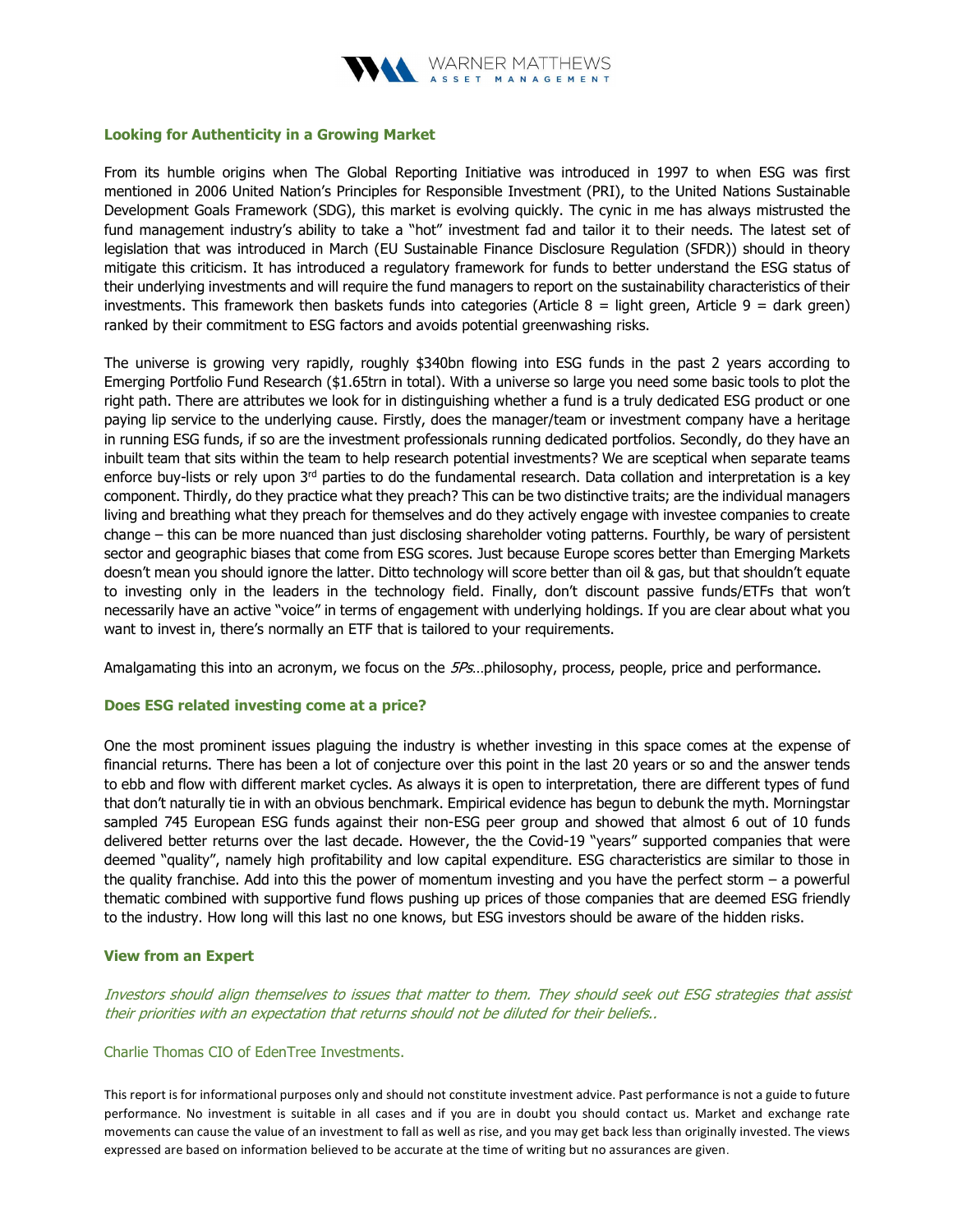### Looking for Authenticity in a Growing Market

From its humble origins when The Global Reporting Initiative was introduced in 1997 to when ESG was first mentioned in 2006 United Nation's Principles for Responsible Investment (PRI), to the United Nations Sustainable Development Goals Framework (SDG), this market is evolving quickly. The cynic in me has always mistrusted the fund management industry's ability to take a "hot" investment fad and tailor it to their needs. The latest set of legislation that was introduced in March (EU Sustainable Finance Disclosure Regulation (SFDR)) should in theory mitigate this criticism. It has introduced a regulatory framework for funds to better understand the ESG status of their underlying investments and will require the fund managers to report on the sustainability characteristics of their investments. This framework then baskets funds into categories (Article 8 = light green, Article 9 = dark green) ranked by their commitment to ESG factors and avoids potential greenwashing risks.

The universe is growing very rapidly, roughly $340bn flowing into ESG funds in the past 2 years according to Emerging Portfolio Fund Research ($1.65trn in total). With a universe so large you need some basic tools to plot the right path. There are attributes we look for in distinguishing whether a fund is a truly dedicated ESG product or one paying lip service to the underlying cause. Firstly, does the manager/team or investment company have a heritage in running ESG funds, if so are the investment professionals running dedicated portfolios. Secondly, do they have an inbuilt team that sits within the team to help research potential investments? We are sceptical when separate teams enforce buy-lists or rely upon 3rd parties to do the fundamental research. Data collation and interpretation is a key component. Thirdly, do they practice what they preach? This can be two distinctive traits; are the individual managers living and breathing what they preach for themselves and do they actively engage with investee companies to create change – this can be more nuanced than just disclosing shareholder voting patterns. Fourthly, be wary of persistent sector and geographic biases that come from ESG scores. Just because Europe scores better than Emerging Markets doesn't mean you should ignore the latter. Ditto technology will score better than oil & gas, but that shouldn't equate to investing only in the leaders in the technology field. Finally, don't discount passive funds/ETFs that won't necessarily have an active "voice" in terms of engagement with underlying holdings. If you are clear about what you want to invest in, there's normally an ETF that is tailored to your requirements.

Amalgamating this into an acronym, we focus on the *5Ps*…philosophy, process, people, price and performance.

### Does ESG related investing come at a price?

One the most prominent issues plaguing the industry is whether investing in this space comes at the expense of financial returns. There has been a lot of conjecture over this point in the last 20 years or so and the answer tends to ebb and flow with different market cycles. As always it is open to interpretation, there are different types of fund that don't naturally tie in with an obvious benchmark. Empirical evidence has begun to debunk the myth. Morningstar sampled 745 European ESG funds against their non-ESG peer group and showed that almost 6 out of 10 funds delivered better returns over the last decade. However, the the Covid-19 "years" supported companies that were deemed "quality", namely high profitability and low capital expenditure. ESG characteristics are similar to those in the quality franchise. Add into this the power of momentum investing and you have the perfect storm – a powerful thematic combined with supportive fund flows pushing up prices of those companies that are deemed ESG friendly to the industry. How long will this last no one knows, but ESG investors should be aware of the hidden risks.

### View from an Expert

*Investors should align themselves to issues that matter to them. They should seek out ESG strategies that assist their priorities with an expectation that returns should not be diluted for their beliefs..*

Charlie Thomas CIO of EdenTree Investments.

This report is for informational purposes only and should not constitute investment advice. Past performance is not a guide to future performance. No investment is suitable in all cases and if you are in doubt you should contact us. Market and exchange rate movements can cause the value of an investment to fall as well as rise, and you may get back less than originally invested. The views expressed are based on information believed to be accurate at the time of writing but no assurances are given.